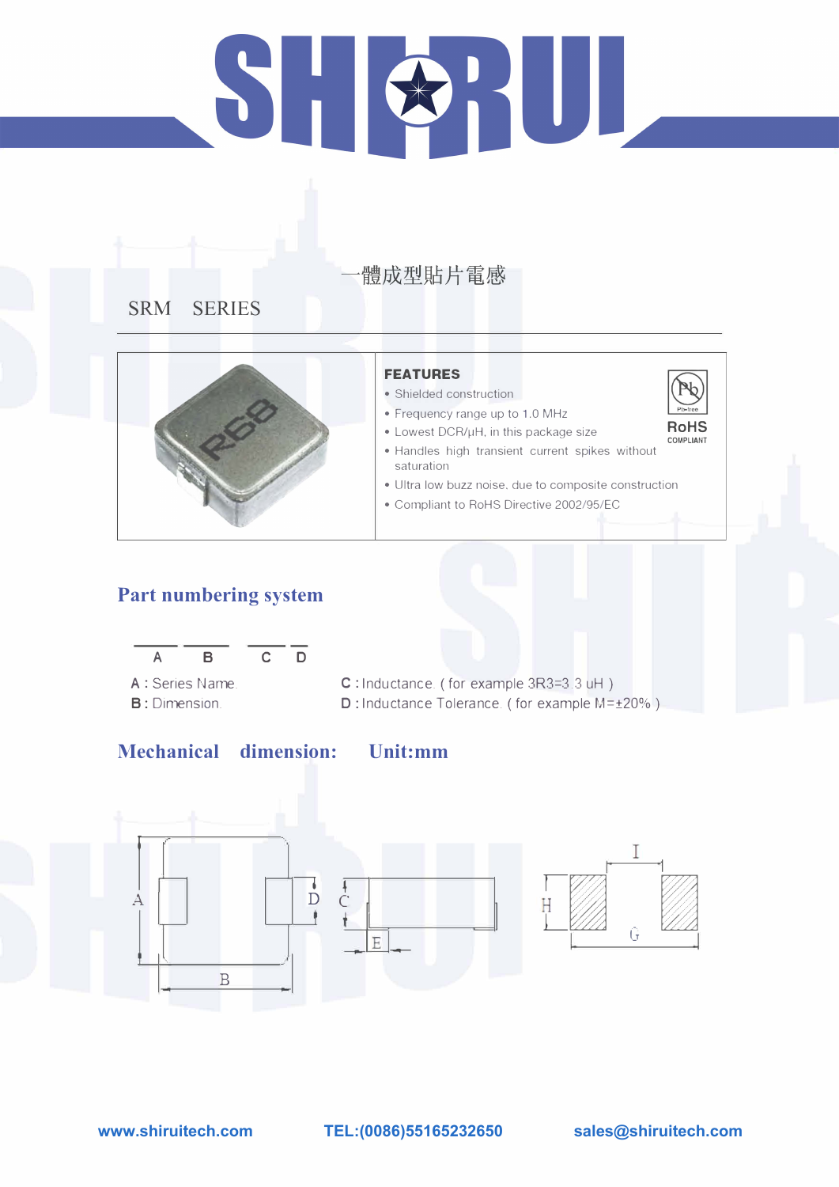一體成型貼片電感

SRM SERIES

**FEATURES**

- Shielded construction
- Frequency range up to 1.0 MHz
- Lowest DCR/μH, in this package size
- Handles high transient current spikes without saturation
- Ultra low buzz noise, due to composite construction
- Compliant to RoHS Directive 2002/95/EC

RoHS COMPLIANT

## Part numbering system

A B C D

A : Series Name

B : Dimension

C : Inductance ( for example 3R3=3.3 uH )

D : Inductance Tolerance ( for example M=±20% )

## Mechanical dimension: Unit:mm

www.shiruitech.com TEL:(0086)55165232650 sales@shiruitech.com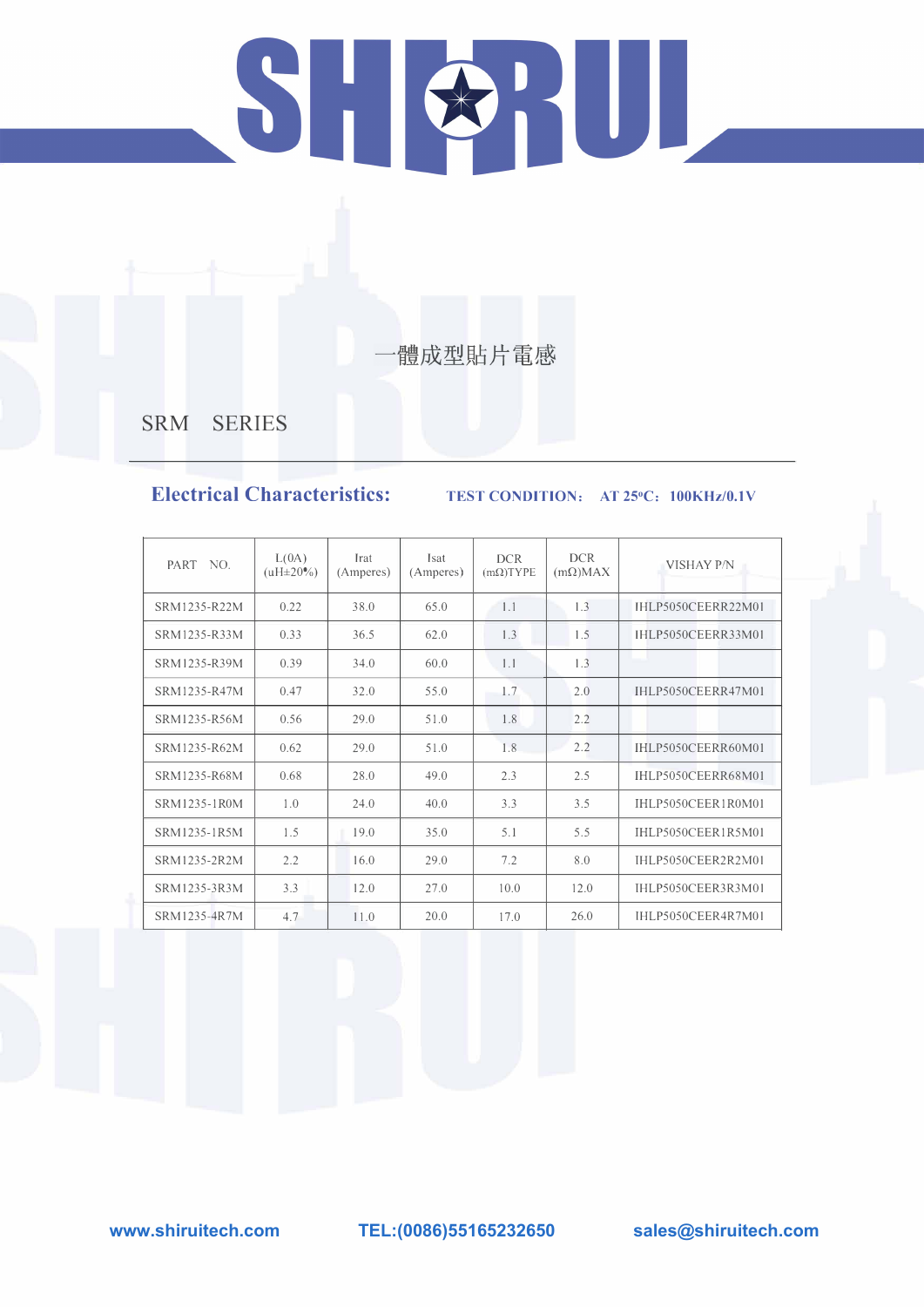一體成型貼片電感

SRM　SERIES

**Electrical Characteristics:**　　　**TEST CONDITION：　AT 25ºC：100KHz/0.1V**

| PART　NO. | L(0A) (uH±20%) | Irat (Amperes) | Isat (Amperes) | DCR (mΩ)TYPE | DCR (mΩ)MAX | VISHAY P/N |
|---|---|---|---|---|---|---|
| SRM1235-R22M | 0.22 | 38.0 | 65.0 | 1.1 | 1.3 | IHLP5050CEERR22M01 |
| SRM1235-R33M | 0.33 | 36.5 | 62.0 | 1.3 | 1.5 | IHLP5050CEERR33M01 |
| SRM1235-R39M | 0.39 | 34.0 | 60.0 | 1.1 | 1.3 | |
| SRM1235-R47M | 0.47 | 32.0 | 55.0 | 1.7 | 2.0 | IHLP5050CEERR47M01 |
| SRM1235-R56M | 0.56 | 29.0 | 51.0 | 1.8 | 2.2 | |
| SRM1235-R62M | 0.62 | 29.0 | 51.0 | 1.8 | 2.2 | IHLP5050CEERR60M01 |
| SRM1235-R68M | 0.68 | 28.0 | 49.0 | 2.3 | 2.5 | IHLP5050CEERR68M01 |
| SRM1235-1R0M | 1.0 | 24.0 | 40.0 | 3.3 | 3.5 | IHLP5050CEER1R0M01 |
| SRM1235-1R5M | 1.5 | 19.0 | 35.0 | 5.1 | 5.5 | IHLP5050CEER1R5M01 |
| SRM1235-2R2M | 2.2 | 16.0 | 29.0 | 7.2 | 8.0 | IHLP5050CEER2R2M01 |
| SRM1235-3R3M | 3.3 | 12.0 | 27.0 | 10.0 | 12.0 | IHLP5050CEER3R3M01 |
| SRM1235-4R7M | 4.7 | 11.0 | 20.0 | 17.0 | 26.0 | IHLP5050CEER4R7M01 |

www.shiruitech.com　　TEL:(0086)55165232650　　sales@shiruitech.com